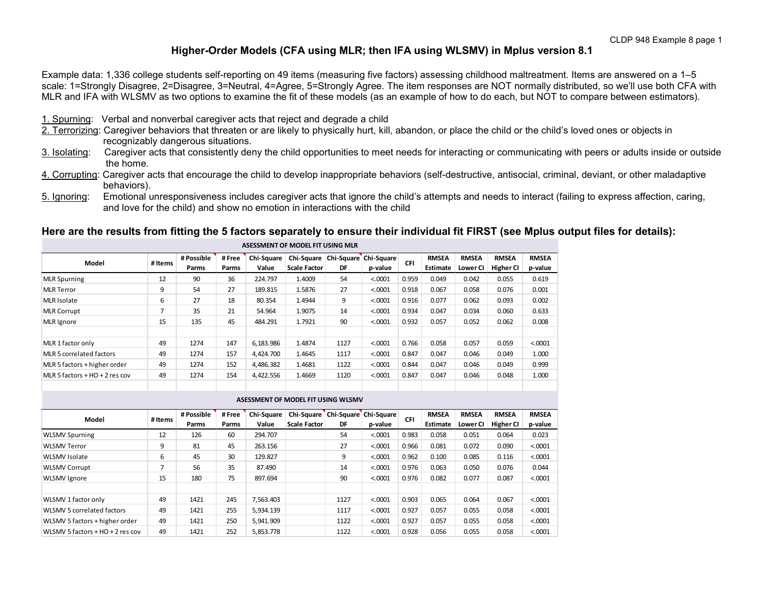# Higher-Order Models (CFA using MLR; then IFA using WLSMV) in Mplus version 8.1

Example data: 1,336 college students self-reporting on 49 items (measuring five factors) assessing childhood maltreatment. Items are answered on a 1–5 scale: 1=Strongly Disagree, 2=Disagree, 3=Neutral, 4=Agree, 5=Strongly Agree. The item responses are NOT normally distributed, so we'll use both CFA with MLR and IFA with WLSMV as two options to examine the fit of these models (as an example of how to do each, but NOT to compare between estimators).

1. Spurning: Verbal and nonverbal caregiver acts that reject and degrade a child
2. Terrorizing: Caregiver behaviors that threaten or are likely to physically hurt, kill, abandon, or place the child or the child's loved ones or objects in recognizably dangerous situations.
3. Isolating: Caregiver acts that consistently deny the child opportunities to meet needs for interacting or communicating with peers or adults inside or outside the home.
4. Corrupting: Caregiver acts that encourage the child to develop inappropriate behaviors (self-destructive, antisocial, criminal, deviant, or other maladaptive behaviors).
5. Ignoring: Emotional unresponsiveness includes caregiver acts that ignore the child's attempts and needs to interact (failing to express affection, caring, and love for the child) and show no emotion in interactions with the child

## Here are the results from fitting the 5 factors separately to ensure their individual fit FIRST (see Mplus output files for details):

**ASESSMENT OF MODEL FIT USING MLR**

| Model | # Items | # Possible Parms | # Free Parms | Chi-Square Value | Chi-Square Scale Factor | Chi-Square DF | Chi-Square p-value | CFI | RMSEA Estimate | RMSEA Lower CI | RMSEA Higher CI | RMSEA p-value |
|---|---|---|---|---|---|---|---|---|---|---|---|---|
| MLR Spurning | 12 | 90 | 36 | 224.797 | 1.4009 | 54 | <.0001 | 0.959 | 0.049 | 0.042 | 0.055 | 0.619 |
| MLR Terror | 9 | 54 | 27 | 189.815 | 1.5876 | 27 | <.0001 | 0.918 | 0.067 | 0.058 | 0.076 | 0.001 |
| MLR Isolate | 6 | 27 | 18 | 80.354 | 1.4944 | 9 | <.0001 | 0.916 | 0.077 | 0.062 | 0.093 | 0.002 |
| MLR Corrupt | 7 | 35 | 21 | 54.964 | 1.9075 | 14 | <.0001 | 0.934 | 0.047 | 0.034 | 0.060 | 0.633 |
| MLR Ignore | 15 | 135 | 45 | 484.291 | 1.7921 | 90 | <.0001 | 0.932 | 0.057 | 0.052 | 0.062 | 0.008 |
| | | | | | | | | | | | | |
| MLR 1 factor only | 49 | 1274 | 147 | 6,183.986 | 1.4874 | 1127 | <.0001 | 0.766 | 0.058 | 0.057 | 0.059 | <.0001 |
| MLR 5 correlated factors | 49 | 1274 | 157 | 4,424.700 | 1.4645 | 1117 | <.0001 | 0.847 | 0.047 | 0.046 | 0.049 | 1.000 |
| MLR 5 factors + higher order | 49 | 1274 | 152 | 4,486.382 | 1.4681 | 1122 | <.0001 | 0.844 | 0.047 | 0.046 | 0.049 | 0.999 |
| MLR 5 factors + HO + 2 res cov | 49 | 1274 | 154 | 4,422.556 | 1.4669 | 1120 | <.0001 | 0.847 | 0.047 | 0.046 | 0.048 | 1.000 |

**ASESSMENT OF MODEL FIT USING WLSMV**

| Model | # Items | # Possible Parms | # Free Parms | Chi-Square Value | Chi-Square Scale Factor | Chi-Square DF | Chi-Square p-value | CFI | RMSEA Estimate | RMSEA Lower CI | RMSEA Higher CI | RMSEA p-value |
|---|---|---|---|---|---|---|---|---|---|---|---|---|
| WLSMV Spurning | 12 | 126 | 60 | 294.707 | | 54 | <.0001 | 0.983 | 0.058 | 0.051 | 0.064 | 0.023 |
| WLSMV Terror | 9 | 81 | 45 | 263.156 | | 27 | <.0001 | 0.966 | 0.081 | 0.072 | 0.090 | <.0001 |
| WLSMV Isolate | 6 | 45 | 30 | 129.827 | | 9 | <.0001 | 0.962 | 0.100 | 0.085 | 0.116 | <.0001 |
| WLSMV Corrupt | 7 | 56 | 35 | 87.490 | | 14 | <.0001 | 0.976 | 0.063 | 0.050 | 0.076 | 0.044 |
| WLSMV Ignore | 15 | 180 | 75 | 897.694 | | 90 | <.0001 | 0.976 | 0.082 | 0.077 | 0.087 | <.0001 |
| | | | | | | | | | | | | |
| WLSMV 1 factor only | 49 | 1421 | 245 | 7,563.403 | | 1127 | <.0001 | 0.903 | 0.065 | 0.064 | 0.067 | <.0001 |
| WLSMV 5 correlated factors | 49 | 1421 | 255 | 5,934.139 | | 1117 | <.0001 | 0.927 | 0.057 | 0.055 | 0.058 | <.0001 |
| WLSMV 5 factors + higher order | 49 | 1421 | 250 | 5,941.909 | | 1122 | <.0001 | 0.927 | 0.057 | 0.055 | 0.058 | <.0001 |
| WLSMV 5 factors + HO + 2 res cov | 49 | 1421 | 252 | 5,853.778 | | 1122 | <.0001 | 0.928 | 0.056 | 0.055 | 0.058 | <.0001 |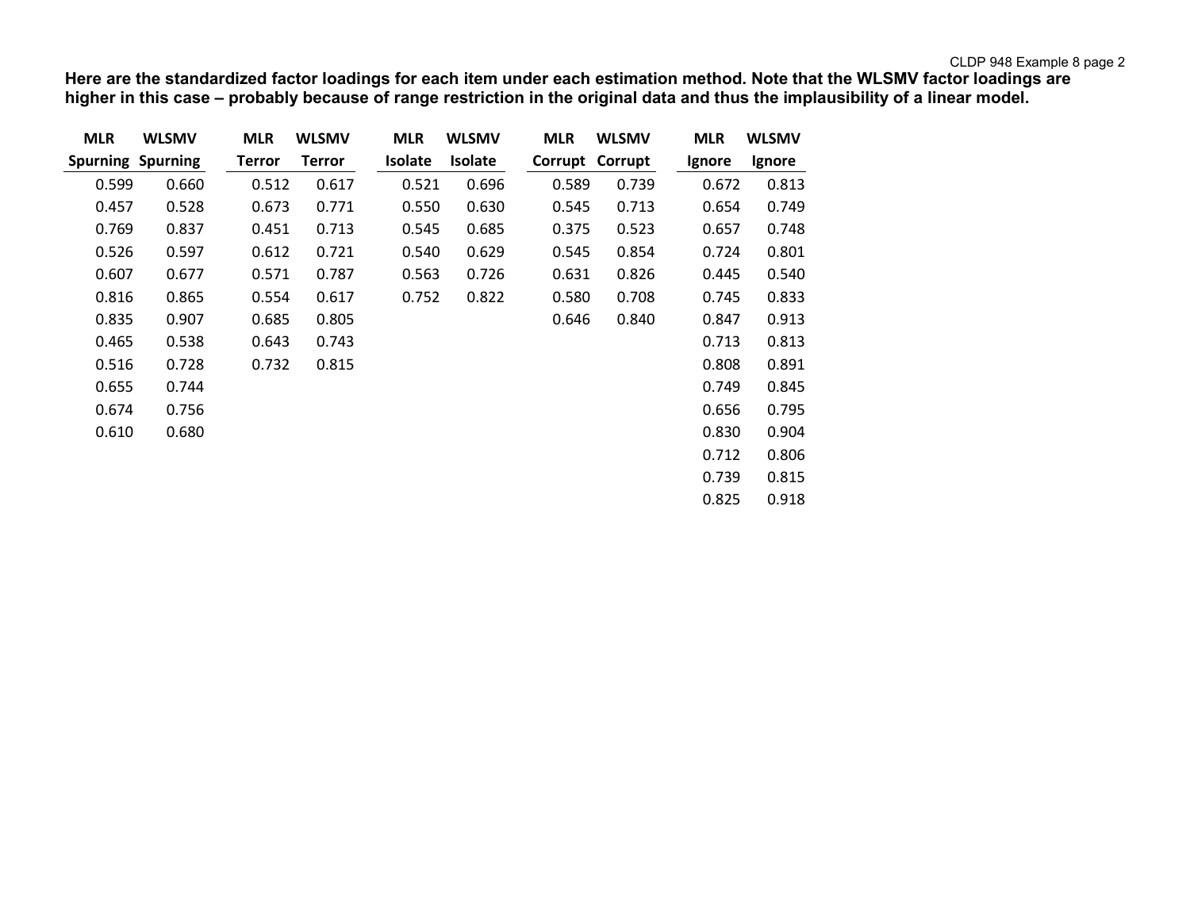**Here are the standardized factor loadings for each item under each estimation method. Note that the WLSMV factor loadings are higher in this case – probably because of range restriction in the original data and thus the implausibility of a linear model.**

| MLR Spurning | WLSMV Spurning |
|---|---|
| 0.599 | 0.660 |
| 0.457 | 0.528 |
| 0.769 | 0.837 |
| 0.526 | 0.597 |
| 0.607 | 0.677 |
| 0.816 | 0.865 |
| 0.835 | 0.907 |
| 0.465 | 0.538 |
| 0.516 | 0.728 |
| 0.655 | 0.744 |
| 0.674 | 0.756 |
| 0.610 | 0.680 |

| MLR Terror | WLSMV Terror |
|---|---|
| 0.512 | 0.617 |
| 0.673 | 0.771 |
| 0.451 | 0.713 |
| 0.612 | 0.721 |
| 0.571 | 0.787 |
| 0.554 | 0.617 |
| 0.685 | 0.805 |
| 0.643 | 0.743 |
| 0.732 | 0.815 |

| MLR Isolate | WLSMV Isolate |
|---|---|
| 0.521 | 0.696 |
| 0.550 | 0.630 |
| 0.545 | 0.685 |
| 0.540 | 0.629 |
| 0.563 | 0.726 |
| 0.752 | 0.822 |

| MLR Corrupt | WLSMV Corrupt |
|---|---|
| 0.589 | 0.739 |
| 0.545 | 0.713 |
| 0.375 | 0.523 |
| 0.545 | 0.854 |
| 0.631 | 0.826 |
| 0.580 | 0.708 |
| 0.646 | 0.840 |

| MLR Ignore | WLSMV Ignore |
|---|---|
| 0.672 | 0.813 |
| 0.654 | 0.749 |
| 0.657 | 0.748 |
| 0.724 | 0.801 |
| 0.445 | 0.540 |
| 0.745 | 0.833 |
| 0.847 | 0.913 |
| 0.713 | 0.813 |
| 0.808 | 0.891 |
| 0.749 | 0.845 |
| 0.656 | 0.795 |
| 0.830 | 0.904 |
| 0.712 | 0.806 |
| 0.739 | 0.815 |
| 0.825 | 0.918 |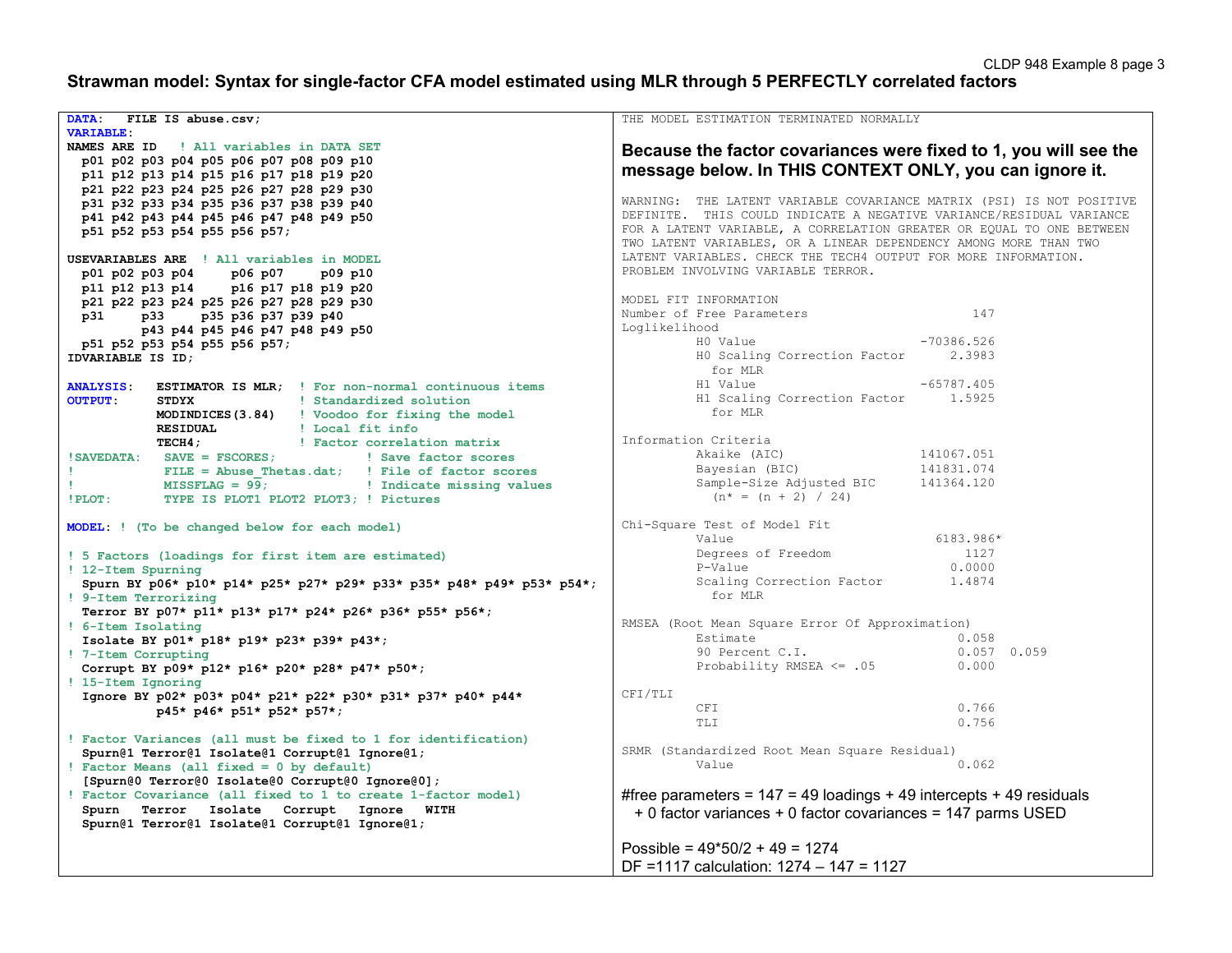## Strawman model: Syntax for single-factor CFA model estimated using MLR through 5 PERFECTLY correlated factors

```
DATA:   FILE IS abuse.csv;
VARIABLE:
NAMES ARE ID   ! All variables in DATA SET
  p01 p02 p03 p04 p05 p06 p07 p08 p09 p10
  p11 p12 p13 p14 p15 p16 p17 p18 p19 p20
  p21 p22 p23 p24 p25 p26 p27 p28 p29 p30
  p31 p32 p33 p34 p35 p36 p37 p38 p39 p40
  p41 p42 p43 p44 p45 p46 p47 p48 p49 p50
  p51 p52 p53 p54 p55 p56 p57;

USEVARIABLES ARE  ! All variables in MODEL
  p01 p02 p03 p04     p06 p07     p09 p10
  p11 p12 p13 p14     p16 p17 p18 p19 p20
  p21 p22 p23 p24 p25 p26 p27 p28 p29 p30
  p31     p33     p35 p36 p37 p39 p40
          p43 p44 p45 p46 p47 p48 p49 p50
  p51 p52 p53 p54 p55 p56 p57;
IDVARIABLE IS ID;

ANALYSIS:   ESTIMATOR IS MLR;  ! For non-normal continuous items
OUTPUT:     STDYX              ! Standardized solution
            MODINDICES(3.84)   ! Voodoo for fixing the model
            RESIDUAL           ! Local fit info
            TECH4;             ! Factor correlation matrix
!SAVEDATA:   SAVE = FSCORES;           ! Save factor scores
!            FILE = Abuse_Thetas.dat;  ! File of factor scores
!            MISSFLAG = 99;            ! Indicate missing values
!PLOT:       TYPE IS PLOT1 PLOT2 PLOT3; ! Pictures

MODEL: ! (To be changed below for each model)

! 5 Factors (loadings for first item are estimated)
! 12-Item Spurning
  Spurn BY p06* p10* p14* p25* p27* p29* p33* p35* p48* p49* p53* p54*;
! 9-Item Terrorizing
  Terror BY p07* p11* p13* p17* p24* p26* p36* p55* p56*;
! 6-Item Isolating
  Isolate BY p01* p18* p19* p23* p39* p43*;
! 7-Item Corrupting
  Corrupt BY p09* p12* p16* p20* p28* p47* p50*;
! 15-Item Ignoring
  Ignore BY p02* p03* p04* p21* p22* p30* p31* p37* p40* p44*
            p45* p46* p51* p52* p57*;

! Factor Variances (all must be fixed to 1 for identification)
  Spurn@1 Terror@1 Isolate@1 Corrupt@1 Ignore@1;
! Factor Means (all fixed = 0 by default)
  [Spurn@0 Terror@0 Isolate@0 Corrupt@0 Ignore@0];
! Factor Covariance (all fixed to 1 to create 1-factor model)
  Spurn   Terror   Isolate   Corrupt   Ignore   WITH
  Spurn@1 Terror@1 Isolate@1 Corrupt@1 Ignore@1;
```

```
THE MODEL ESTIMATION TERMINATED NORMALLY
```

**Because the factor covariances were fixed to 1, you will see the message below. In THIS CONTEXT ONLY, you can ignore it.**

```
WARNING:  THE LATENT VARIABLE COVARIANCE MATRIX (PSI) IS NOT POSITIVE
DEFINITE.  THIS COULD INDICATE A NEGATIVE VARIANCE/RESIDUAL VARIANCE
FOR A LATENT VARIABLE, A CORRELATION GREATER OR EQUAL TO ONE BETWEEN
TWO LATENT VARIABLES, OR A LINEAR DEPENDENCY AMONG MORE THAN TWO
LATENT VARIABLES. CHECK THE TECH4 OUTPUT FOR MORE INFORMATION.
PROBLEM INVOLVING VARIABLE TERROR.

MODEL FIT INFORMATION
Number of Free Parameters                        147
Loglikelihood
          H0 Value                        -70386.526
          H0 Scaling Correction Factor      2.3983
            for MLR
          H1 Value                        -65787.405
          H1 Scaling Correction Factor      1.5925
            for MLR

Information Criteria
          Akaike (AIC)                    141067.051
          Bayesian (BIC)                  141831.074
          Sample-Size Adjusted BIC        141364.120
            (n* = (n + 2) / 24)

Chi-Square Test of Model Fit
          Value                             6183.986*
          Degrees of Freedom                    1127
          P-Value                             0.0000
          Scaling Correction Factor           1.4874
            for MLR

RMSEA (Root Mean Square Error Of Approximation)
          Estimate                             0.058
          90 Percent C.I.                      0.057  0.059
          Probability RMSEA <= .05             0.000

CFI/TLI
          CFI                                  0.766
          TLI                                  0.756

SRMR (Standardized Root Mean Square Residual)
          Value                                0.062
```

#free parameters = 147 = 49 loadings + 49 intercepts + 49 residuals + 0 factor variances + 0 factor covariances = 147 parms USED

Possible = 49*50/2 + 49 = 1274

DF =1117 calculation: 1274 – 147 = 1127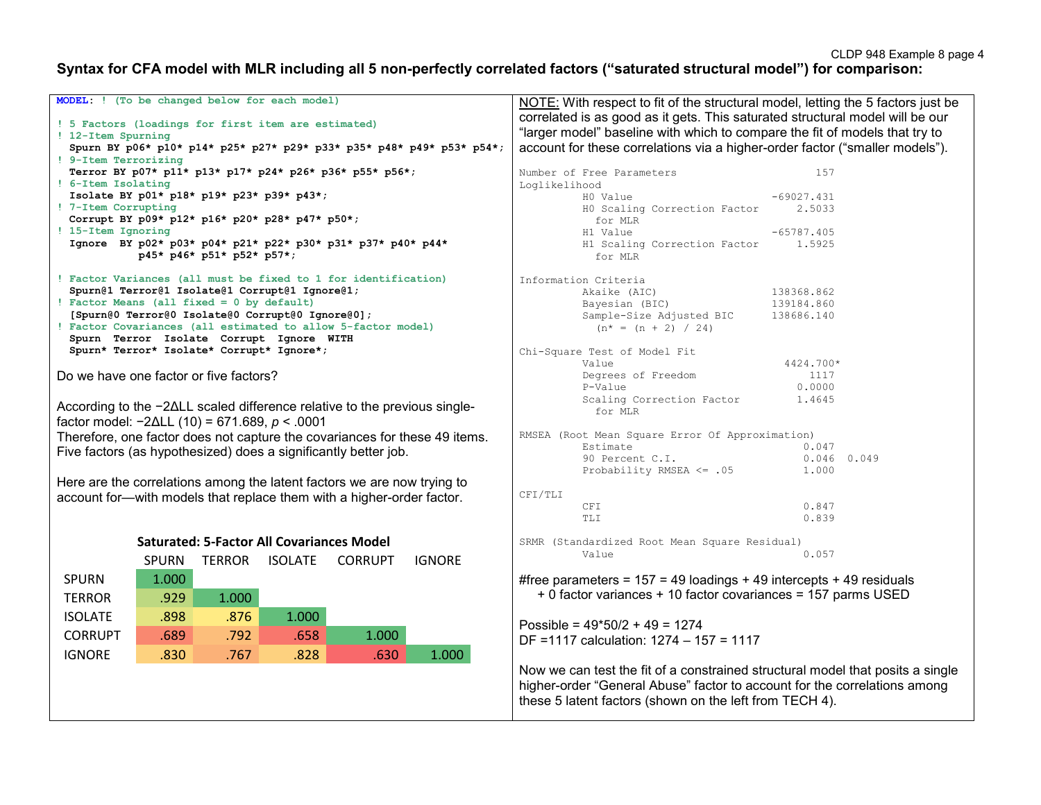## Syntax for CFA model with MLR including all 5 non-perfectly correlated factors ("saturated structural model") for comparison:

```
MODEL: ! (To be changed below for each model)

! 5 Factors (loadings for first item are estimated)
! 12-Item Spurning
  Spurn BY p06* p10* p14* p25* p27* p29* p33* p35* p48* p49* p53* p54*;
! 9-Item Terrorizing
  Terror BY p07* p11* p13* p17* p24* p26* p36* p55* p56*;
! 6-Item Isolating
  Isolate BY p01* p18* p19* p23* p39* p43*;
! 7-Item Corrupting
  Corrupt BY p09* p12* p16* p20* p28* p47* p50*;
! 15-Item Ignoring
  Ignore  BY p02* p03* p04* p21* p22* p30* p31* p37* p40* p44*
             p45* p46* p51* p52* p57*;

! Factor Variances (all must be fixed to 1 for identification)
  Spurn@1 Terror@1 Isolate@1 Corrupt@1 Ignore@1;
! Factor Means (all fixed = 0 by default)
  [Spurn@0 Terror@0 Isolate@0 Corrupt@0 Ignore@0];
! Factor Covariances (all estimated to allow 5-factor model)
  Spurn  Terror  Isolate  Corrupt  Ignore  WITH
  Spurn* Terror* Isolate* Corrupt* Ignore*;
```

Do we have one factor or five factors?

According to the −2ΔLL scaled difference relative to the previous single-factor model: −2ΔLL (10) = 671.689, *p* < .0001
Therefore, one factor does not capture the covariances for these 49 items. Five factors (as hypothesized) does a significantly better job.

Here are the correlations among the latent factors we are now trying to account for—with models that replace them with a higher-order factor.

**Saturated: 5-Factor All Covariances Model**

| | SPURN | TERROR | ISOLATE | CORRUPT | IGNORE |
|---|---|---|---|---|---|
| SPURN | 1.000 | | | | |
| TERROR | .929 | 1.000 | | | |
| ISOLATE | .898 | .876 | 1.000 | | |
| CORRUPT | .689 | .792 | .658 | 1.000 | |
| IGNORE | .830 | .767 | .828 | .630 | 1.000 |

NOTE: With respect to fit of the structural model, letting the 5 factors just be correlated is as good as it gets. This saturated structural model will be our "larger model" baseline with which to compare the fit of models that try to account for these correlations via a higher-order factor ("smaller models").

```
Number of Free Parameters                        157
Loglikelihood
          H0 Value                        -69027.431
          H0 Scaling Correction Factor        2.5033
            for MLR
          H1 Value                        -65787.405
          H1 Scaling Correction Factor        1.5925
            for MLR

Information Criteria
          Akaike (AIC)                    138368.862
          Bayesian (BIC)                  139184.860
          Sample-Size Adjusted BIC        138686.140
            (n* = (n + 2) / 24)

Chi-Square Test of Model Fit
          Value                             4424.700*
          Degrees of Freedom                    1117
          P-Value                             0.0000
          Scaling Correction Factor           1.4645
            for MLR

RMSEA (Root Mean Square Error Of Approximation)
          Estimate                             0.047
          90 Percent C.I.                      0.046  0.049
          Probability RMSEA <= .05             1.000

CFI/TLI
          CFI                                  0.847
          TLI                                  0.839

SRMR (Standardized Root Mean Square Residual)
          Value                                0.057
```

#free parameters = 157 = 49 loadings + 49 intercepts + 49 residuals
+ 0 factor variances + 10 factor covariances = 157 parms USED

Possible = 49*50/2 + 49 = 1274
DF =1117 calculation: 1274 – 157 = 1117

Now we can test the fit of a constrained structural model that posits a single higher-order "General Abuse" factor to account for the correlations among these 5 latent factors (shown on the left from TECH 4).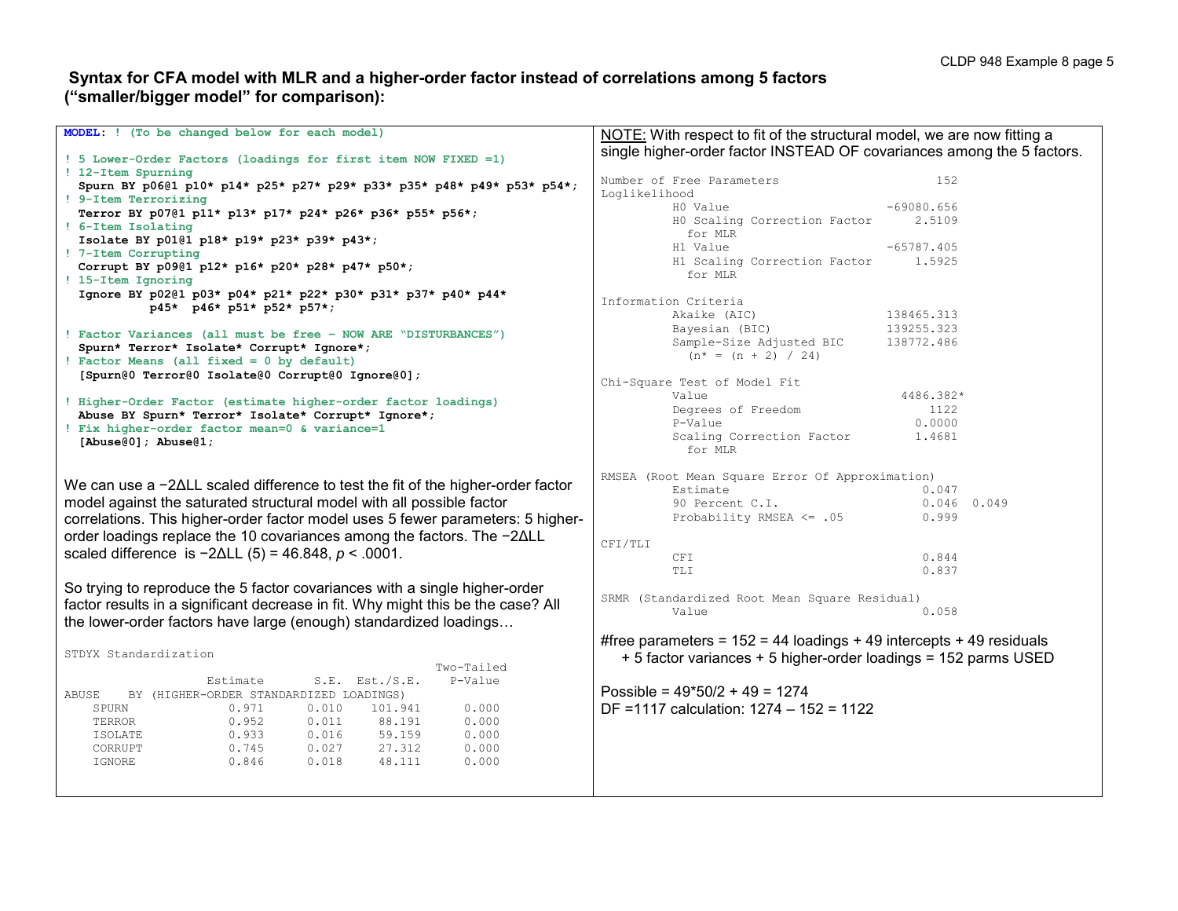**Syntax for CFA model with MLR and a higher-order factor instead of correlations among 5 factors (“smaller/bigger model” for comparison):**

```
MODEL: ! (To be changed below for each model)

! 5 Lower-Order Factors (loadings for first item NOW FIXED =1)
! 12-Item Spurning
  Spurn BY p06@1 p10* p14* p25* p27* p29* p33* p35* p48* p49* p53* p54*;
! 9-Item Terrorizing
  Terror BY p07@1 p11* p13* p17* p24* p26* p36* p55* p56*;
! 6-Item Isolating
  Isolate BY p01@1 p18* p19* p23* p39* p43*;
! 7-Item Corrupting
  Corrupt BY p09@1 p12* p16* p20* p28* p47* p50*;
! 15-Item Ignoring
  Ignore BY p02@1 p03* p04* p21* p22* p30* p31* p37* p40* p44*
            p45*  p46* p51* p52* p57*;

! Factor Variances (all must be free – NOW ARE “DISTURBANCES”)
  Spurn* Terror* Isolate* Corrupt* Ignore*;
! Factor Means (all fixed = 0 by default)
  [Spurn@0 Terror@0 Isolate@0 Corrupt@0 Ignore@0];

! Higher-Order Factor (estimate higher-order factor loadings)
  Abuse BY Spurn* Terror* Isolate* Corrupt* Ignore*;
! Fix higher-order factor mean=0 & variance=1
  [Abuse@0]; Abuse@1;
```

We can use a −2ΔLL scaled difference to test the fit of the higher-order factor model against the saturated structural model with all possible factor correlations. This higher-order factor model uses 5 fewer parameters: 5 higher-order loadings replace the 10 covariances among the factors. The −2ΔLL scaled difference is −2ΔLL (5) = 46.848, $p$ < .0001.

So trying to reproduce the 5 factor covariances with a single higher-order factor results in a significant decrease in fit. Why might this be the case? All the lower-order factors have large (enough) standardized loadings…

```
STDYX Standardization
                                                    Two-Tailed
                    Estimate       S.E.  Est./S.E.    P-Value
ABUSE    BY (HIGHER-ORDER STANDARDIZED LOADINGS)
    SPURN              0.971      0.010    101.941      0.000
    TERROR             0.952      0.011     88.191      0.000
    ISOLATE            0.933      0.016     59.159      0.000
    CORRUPT            0.745      0.027     27.312      0.000
    IGNORE             0.846      0.018     48.111      0.000
```

NOTE: With respect to fit of the structural model, we are now fitting a single higher-order factor INSTEAD OF covariances among the 5 factors.

```
Number of Free Parameters                       152
Loglikelihood
          H0 Value                       -69080.656
          H0 Scaling Correction Factor       2.5109
            for MLR
          H1 Value                       -65787.405
          H1 Scaling Correction Factor       1.5925
            for MLR

Information Criteria
          Akaike (AIC)                   138465.313
          Bayesian (BIC)                 139255.323
          Sample-Size Adjusted BIC       138772.486
            (n* = (n + 2) / 24)

Chi-Square Test of Model Fit
          Value                            4486.382*
          Degrees of Freedom                   1122
          P-Value                            0.0000
          Scaling Correction Factor          1.4681
            for MLR

RMSEA (Root Mean Square Error Of Approximation)
          Estimate                            0.047
          90 Percent C.I.                     0.046  0.049
          Probability RMSEA <= .05            0.999

CFI/TLI
          CFI                                 0.844
          TLI                                 0.837

SRMR (Standardized Root Mean Square Residual)
          Value                               0.058
```

#free parameters = 152 = 44 loadings + 49 intercepts + 49 residuals + 5 factor variances + 5 higher-order loadings = 152 parms USED

Possible = 49*50/2 + 49 = 1274

DF =1117 calculation: 1274 – 152 = 1122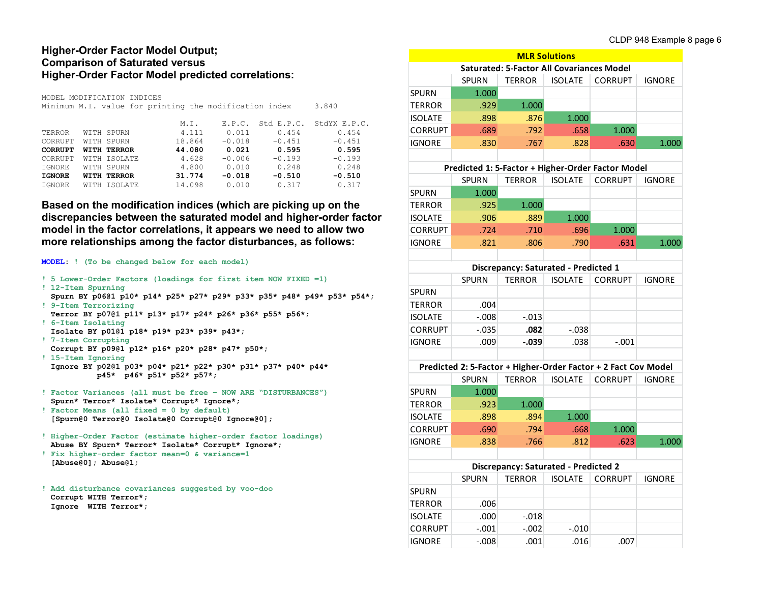## Higher-Order Factor Model Output; Comparison of Saturated versus Higher-Order Factor Model predicted correlations:

```
MODEL MODIFICATION INDICES
Minimum M.I. value for printing the modification index     3.840

                                M.I.     E.P.C.  Std E.P.C.  StdYX E.P.C.
TERROR   WITH SPURN            4.111     0.011      0.454       0.454
CORRUPT  WITH SPURN           18.864    -0.018     -0.451      -0.451
CORRUPT  WITH TERROR          44.080     0.021      0.595       0.595
CORRUPT  WITH ISOLATE          4.628    -0.006     -0.193      -0.193
IGNORE   WITH SPURN            4.800     0.010      0.248       0.248
IGNORE   WITH TERROR          31.774    -0.018     -0.510      -0.510
IGNORE   WITH ISOLATE         14.098     0.010      0.317       0.317
```

**Based on the modification indices (which are picking up on the discrepancies between the saturated model and higher-order factor model in the factor correlations, it appears we need to allow two more relationships among the factor disturbances, as follows:**

```
MODEL: ! (To be changed below for each model)

! 5 Lower-Order Factors (loadings for first item NOW FIXED =1)
! 12-Item Spurning
  Spurn BY p06@1 p10* p14* p25* p27* p29* p33* p35* p48* p49* p53* p54*;
! 9-Item Terrorizing
  Terror BY p07@1 p11* p13* p17* p24* p26* p36* p55* p56*;
! 6-Item Isolating
  Isolate BY p01@1 p18* p19* p23* p39* p43*;
! 7-Item Corrupting
  Corrupt BY p09@1 p12* p16* p20* p28* p47* p50*;
! 15-Item Ignoring
  Ignore BY p02@1 p03* p04* p21* p22* p30* p31* p37* p40* p44*
            p45*  p46* p51* p52* p57*;

! Factor Variances (all must be free - NOW ARE "DISTURBANCES")
  Spurn* Terror* Isolate* Corrupt* Ignore*;
! Factor Means (all fixed = 0 by default)
  [Spurn@0 Terror@0 Isolate@0 Corrupt@0 Ignore@0];

! Higher-Order Factor (estimate higher-order factor loadings)
  Abuse BY Spurn* Terror* Isolate* Corrupt* Ignore*;
! Fix higher-order factor mean=0 & variance=1
  [Abuse@0]; Abuse@1;


! Add disturbance covariances suggested by voo-doo
  Corrupt WITH Terror*;
  Ignore  WITH Terror*;
```

**MLR Solutions**

**Saturated: 5-Factor All Covariances Model**

| | SPURN | TERROR | ISOLATE | CORRUPT | IGNORE |
|---|---|---|---|---|---|
| SPURN | 1.000 | | | | |
| TERROR | .929 | 1.000 | | | |
| ISOLATE | .898 | .876 | 1.000 | | |
| CORRUPT | .689 | .792 | .658 | 1.000 | |
| IGNORE | .830 | .767 | .828 | .630 | 1.000 |

**Predicted 1: 5-Factor + Higher-Order Factor Model**

| | SPURN | TERROR | ISOLATE | CORRUPT | IGNORE |
|---|---|---|---|---|---|
| SPURN | 1.000 | | | | |
| TERROR | .925 | 1.000 | | | |
| ISOLATE | .906 | .889 | 1.000 | | |
| CORRUPT | .724 | .710 | .696 | 1.000 | |
| IGNORE | .821 | .806 | .790 | .631 | 1.000 |

**Discrepancy: Saturated - Predicted 1**

| | SPURN | TERROR | ISOLATE | CORRUPT | IGNORE |
|---|---|---|---|---|---|
| SPURN | | | | | |
| TERROR | .004 | | | | |
| ISOLATE | -.008 | -.013 | | | |
| CORRUPT | -.035 | **.082** | -.038 | | |
| IGNORE | .009 | **-.039** | .038 | -.001 | |

**Predicted 2: 5-Factor + Higher-Order Factor + 2 Fact Cov Model**

| | SPURN | TERROR | ISOLATE | CORRUPT | IGNORE |
|---|---|---|---|---|---|
| SPURN | 1.000 | | | | |
| TERROR | .923 | 1.000 | | | |
| ISOLATE | .898 | .894 | 1.000 | | |
| CORRUPT | .690 | .794 | .668 | 1.000 | |
| IGNORE | .838 | .766 | .812 | .623 | 1.000 |

**Discrepancy: Saturated - Predicted 2**

| | SPURN | TERROR | ISOLATE | CORRUPT | IGNORE |
|---|---|---|---|---|---|
| SPURN | | | | | |
| TERROR | .006 | | | | |
| ISOLATE | .000 | -.018 | | | |
| CORRUPT | -.001 | -.002 | -.010 | | |
| IGNORE | -.008 | .001 | .016 | .007 | |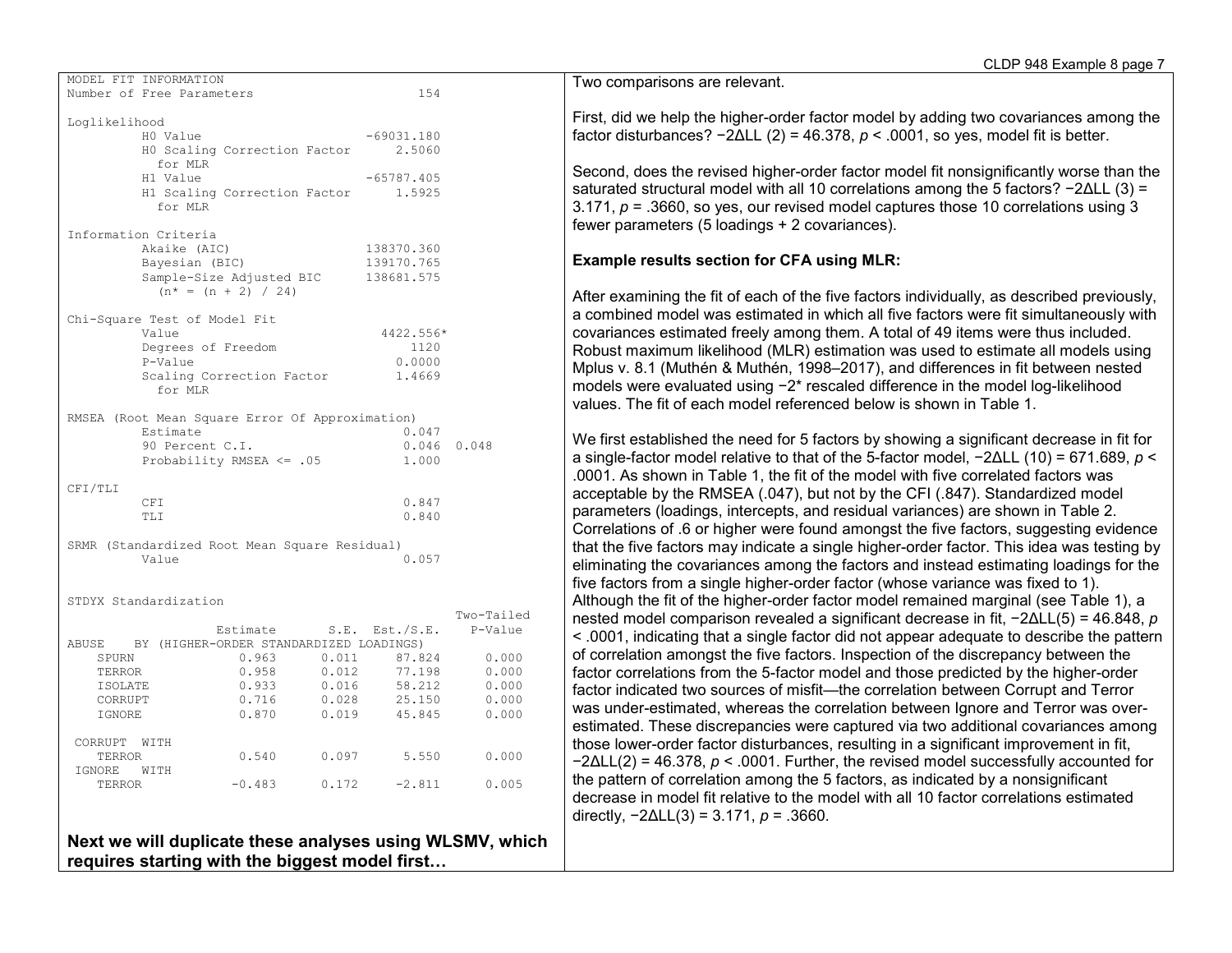```
MODEL FIT INFORMATION
Number of Free Parameters                      154

Loglikelihood
          H0 Value                      -69031.180
          H0 Scaling Correction Factor      2.5060
            for MLR
          H1 Value                      -65787.405
          H1 Scaling Correction Factor      1.5925
            for MLR

Information Criteria
          Akaike (AIC)                  138370.360
          Bayesian (BIC)                139170.765
          Sample-Size Adjusted BIC      138681.575
            (n* = (n + 2) / 24)

Chi-Square Test of Model Fit
          Value                          4422.556*
          Degrees of Freedom                  1120
          P-Value                           0.0000
          Scaling Correction Factor         1.4669
            for MLR

RMSEA (Root Mean Square Error Of Approximation)
          Estimate                           0.047
          90 Percent C.I.                    0.046  0.048
          Probability RMSEA <= .05           1.000

CFI/TLI
          CFI                                0.847
          TLI                                0.840

SRMR (Standardized Root Mean Square Residual)
          Value                              0.057


STDYX Standardization
                                                     Two-Tailed
                    Estimate       S.E.  Est./S.E.    P-Value
ABUSE    BY (HIGHER-ORDER STANDARDIZED LOADINGS)
    SPURN              0.963      0.011     87.824      0.000
    TERROR             0.958      0.012     77.198      0.000
    ISOLATE            0.933      0.016     58.212      0.000
    CORRUPT            0.716      0.028     25.150      0.000
    IGNORE             0.870      0.019     45.845      0.000

 CORRUPT  WITH
    TERROR             0.540      0.097      5.550      0.000
 IGNORE   WITH
    TERROR            -0.483      0.172     -2.811      0.005
```

**Next we will duplicate these analyses using WLSMV, which requires starting with the biggest model first…**

Two comparisons are relevant.

First, did we help the higher-order factor model by adding two covariances among the factor disturbances? −2ΔLL (2) = 46.378, *p* < .0001, so yes, model fit is better.

Second, does the revised higher-order factor model fit nonsignificantly worse than the saturated structural model with all 10 correlations among the 5 factors? −2ΔLL (3) = 3.171, *p* = .3660, so yes, our revised model captures those 10 correlations using 3 fewer parameters (5 loadings + 2 covariances).

**Example results section for CFA using MLR:**

After examining the fit of each of the five factors individually, as described previously, a combined model was estimated in which all five factors were fit simultaneously with covariances estimated freely among them. A total of 49 items were thus included. Robust maximum likelihood (MLR) estimation was used to estimate all models using Mplus v. 8.1 (Muthén & Muthén, 1998–2017), and differences in fit between nested models were evaluated using −2* rescaled difference in the model log-likelihood values. The fit of each model referenced below is shown in Table 1.

We first established the need for 5 factors by showing a significant decrease in fit for a single-factor model relative to that of the 5-factor model, −2ΔLL (10) = 671.689, *p* < .0001. As shown in Table 1, the fit of the model with five correlated factors was acceptable by the RMSEA (.047), but not by the CFI (.847). Standardized model parameters (loadings, intercepts, and residual variances) are shown in Table 2. Correlations of .6 or higher were found amongst the five factors, suggesting evidence that the five factors may indicate a single higher-order factor. This idea was testing by eliminating the covariances among the factors and instead estimating loadings for the five factors from a single higher-order factor (whose variance was fixed to 1). Although the fit of the higher-order factor model remained marginal (see Table 1), a nested model comparison revealed a significant decrease in fit, −2ΔLL(5) = 46.848, *p* < .0001, indicating that a single factor did not appear adequate to describe the pattern of correlation amongst the five factors. Inspection of the discrepancy between the factor correlations from the 5-factor model and those predicted by the higher-order factor indicated two sources of misfit—the correlation between Corrupt and Terror was under-estimated, whereas the correlation between Ignore and Terror was over-estimated. These discrepancies were captured via two additional covariances among those lower-order factor disturbances, resulting in a significant improvement in fit, −2ΔLL(2) = 46.378, *p* < .0001. Further, the revised model successfully accounted for the pattern of correlation among the 5 factors, as indicated by a nonsignificant decrease in model fit relative to the model with all 10 factor correlations estimated directly, −2ΔLL(3) = 3.171, *p* = .3660.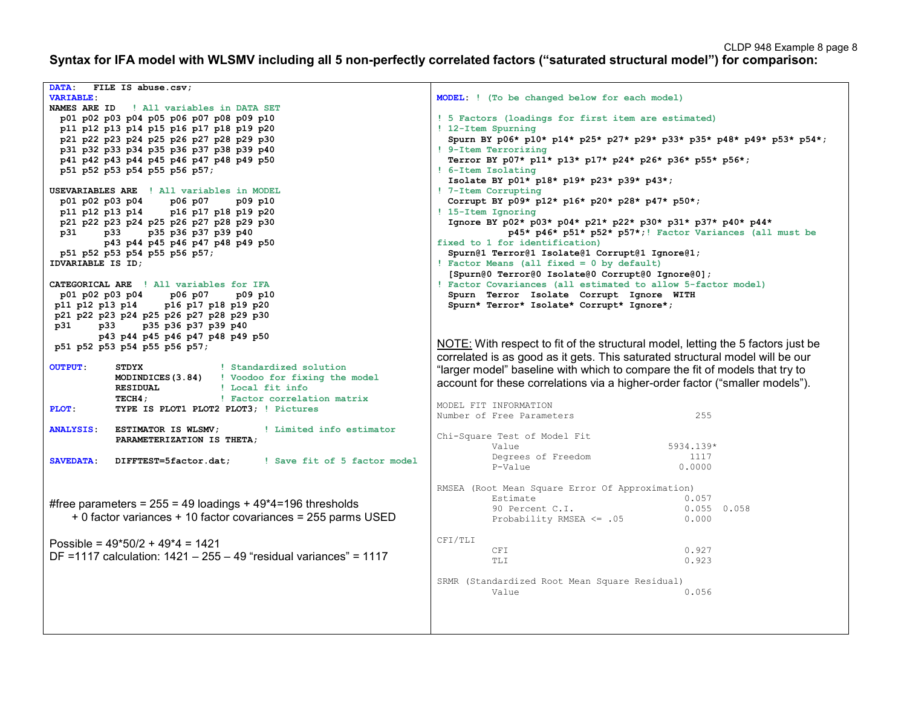## Syntax for IFA model with WLSMV including all 5 non-perfectly correlated factors ("saturated structural model") for comparison:

```
DATA:   FILE IS abuse.csv;
VARIABLE:
NAMES ARE ID   ! All variables in DATA SET
  p01 p02 p03 p04 p05 p06 p07 p08 p09 p10
  p11 p12 p13 p14 p15 p16 p17 p18 p19 p20
  p21 p22 p23 p24 p25 p26 p27 p28 p29 p30
  p31 p32 p33 p34 p35 p36 p37 p38 p39 p40
  p41 p42 p43 p44 p45 p46 p47 p48 p49 p50
  p51 p52 p53 p54 p55 p56 p57;

USEVARIABLES ARE  ! All variables in MODEL
  p01 p02 p03 p04     p06 p07     p09 p10
  p11 p12 p13 p14     p16 p17 p18 p19 p20
  p21 p22 p23 p24 p25 p26 p27 p28 p29 p30
  p31     p33     p35 p36 p37 p39 p40
          p43 p44 p45 p46 p47 p48 p49 p50
  p51 p52 p53 p54 p55 p56 p57;
IDVARIABLE IS ID;

CATEGORICAL ARE  ! All variables for IFA
  p01 p02 p03 p04     p06 p07     p09 p10
 p11 p12 p13 p14     p16 p17 p18 p19 p20
 p21 p22 p23 p24 p25 p26 p27 p28 p29 p30
 p31     p33     p35 p36 p37 p39 p40
         p43 p44 p45 p46 p47 p48 p49 p50
 p51 p52 p53 p54 p55 p56 p57;

OUTPUT:     STDYX              ! Standardized solution
            MODINDICES(3.84)   ! Voodoo for fixing the model
            RESIDUAL           ! Local fit info
            TECH4;             ! Factor correlation matrix
PLOT:       TYPE IS PLOT1 PLOT2 PLOT3; ! Pictures

ANALYSIS:   ESTIMATOR IS WLSMV;        ! Limited info estimator
            PARAMETERIZATION IS THETA;

SAVEDATA:   DIFFTEST=5factor.dat;      ! Save fit of 5 factor model
```

#free parameters = 255 = 49 loadings + 49*4=196 thresholds
+ 0 factor variances + 10 factor covariances = 255 parms USED

Possible = 49*50/2 + 49*4 = 1421
DF =1117 calculation: 1421 – 255 – 49 "residual variances" = 1117

```
MODEL: ! (To be changed below for each model)

! 5 Factors (loadings for first item are estimated)
! 12-Item Spurning
  Spurn BY p06* p10* p14* p25* p27* p29* p33* p35* p48* p49* p53* p54*;
! 9-Item Terrorizing
  Terror BY p07* p11* p13* p17* p24* p26* p36* p55* p56*;
! 6-Item Isolating
  Isolate BY p01* p18* p19* p23* p39* p43*;
! 7-Item Corrupting
  Corrupt BY p09* p12* p16* p20* p28* p47* p50*;
! 15-Item Ignoring
  Ignore BY p02* p03* p04* p21* p22* p30* p31* p37* p40* p44*
            p45* p46* p51* p52* p57*;! Factor Variances (all must be
fixed to 1 for identification)
  Spurn@1 Terror@1 Isolate@1 Corrupt@1 Ignore@1;
! Factor Means (all fixed = 0 by default)
  [Spurn@0 Terror@0 Isolate@0 Corrupt@0 Ignore@0];
! Factor Covariances (all estimated to allow 5-factor model)
  Spurn  Terror  Isolate  Corrupt  Ignore  WITH
  Spurn* Terror* Isolate* Corrupt* Ignore*;
```

NOTE: With respect to fit of the structural model, letting the 5 factors just be correlated is as good as it gets. This saturated structural model will be our "larger model" baseline with which to compare the fit of models that try to account for these correlations via a higher-order factor ("smaller models").

```
MODEL FIT INFORMATION
Number of Free Parameters                        255

Chi-Square Test of Model Fit
          Value                             5934.139*
          Degrees of Freedom                    1117
          P-Value                             0.0000

RMSEA (Root Mean Square Error Of Approximation)
          Estimate                             0.057
          90 Percent C.I.                      0.055  0.058
          Probability RMSEA <= .05             0.000

CFI/TLI
          CFI                                  0.927
          TLI                                  0.923

SRMR (Standardized Root Mean Square Residual)
          Value                                0.056
```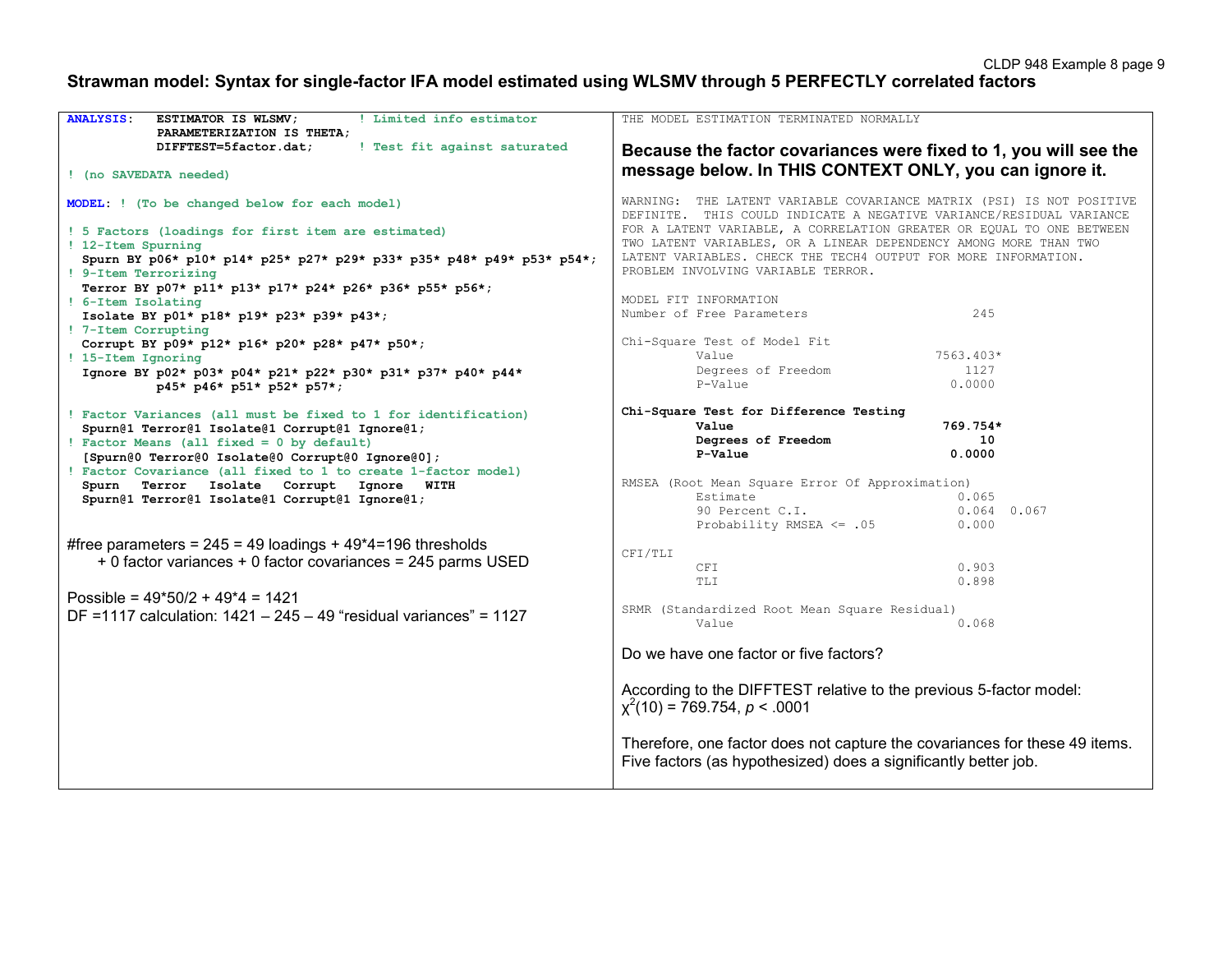## Strawman model: Syntax for single-factor IFA model estimated using WLSMV through 5 PERFECTLY correlated factors

```
ANALYSIS:   ESTIMATOR IS WLSMV;        ! Limited info estimator
            PARAMETERIZATION IS THETA;
            DIFFTEST=5factor.dat;      ! Test fit against saturated

! (no SAVEDATA needed)

MODEL: ! (To be changed below for each model)

! 5 Factors (loadings for first item are estimated)
! 12-Item Spurning
  Spurn BY p06* p10* p14* p25* p27* p29* p33* p35* p48* p49* p53* p54*;
! 9-Item Terrorizing
  Terror BY p07* p11* p13* p17* p24* p26* p36* p55* p56*;
! 6-Item Isolating
  Isolate BY p01* p18* p19* p23* p39* p43*;
! 7-Item Corrupting
  Corrupt BY p09* p12* p16* p20* p28* p47* p50*;
! 15-Item Ignoring
  Ignore BY p02* p03* p04* p21* p22* p30* p31* p37* p40* p44*
            p45* p46* p51* p52* p57*;

! Factor Variances (all must be fixed to 1 for identification)
  Spurn@1 Terror@1 Isolate@1 Corrupt@1 Ignore@1;
! Factor Means (all fixed = 0 by default)
  [Spurn@0 Terror@0 Isolate@0 Corrupt@0 Ignore@0];
! Factor Covariance (all fixed to 1 to create 1-factor model)
  Spurn   Terror   Isolate   Corrupt   Ignore   WITH
  Spurn@1 Terror@1 Isolate@1 Corrupt@1 Ignore@1;
```

#free parameters = 245 = 49 loadings + 49*4=196 thresholds + 0 factor variances + 0 factor covariances = 245 parms USED

Possible = 49*50/2 + 49*4 = 1421
DF =1117 calculation: 1421 – 245 – 49 "residual variances" = 1127

```
THE MODEL ESTIMATION TERMINATED NORMALLY
```

**Because the factor covariances were fixed to 1, you will see the message below. In THIS CONTEXT ONLY, you can ignore it.**

```
WARNING:  THE LATENT VARIABLE COVARIANCE MATRIX (PSI) IS NOT POSITIVE
DEFINITE.  THIS COULD INDICATE A NEGATIVE VARIANCE/RESIDUAL VARIANCE
FOR A LATENT VARIABLE, A CORRELATION GREATER OR EQUAL TO ONE BETWEEN
TWO LATENT VARIABLES, OR A LINEAR DEPENDENCY AMONG MORE THAN TWO
LATENT VARIABLES. CHECK THE TECH4 OUTPUT FOR MORE INFORMATION.
PROBLEM INVOLVING VARIABLE TERROR.

MODEL FIT INFORMATION
Number of Free Parameters                      245

Chi-Square Test of Model Fit
          Value                           7563.403*
          Degrees of Freedom                   1127
          P-Value                            0.0000

Chi-Square Test for Difference Testing
          Value                            769.754*
          Degrees of Freedom                     10
          P-Value                            0.0000

RMSEA (Root Mean Square Error Of Approximation)
          Estimate                            0.065
          90 Percent C.I.                     0.064  0.067
          Probability RMSEA <= .05            0.000

CFI/TLI
          CFI                                 0.903
          TLI                                 0.898

SRMR (Standardized Root Mean Square Residual)
          Value                               0.068
```

Do we have one factor or five factors?

According to the DIFFTEST relative to the previous 5-factor model: $\chi^2(10) = 769.754$, $p < .0001$

Therefore, one factor does not capture the covariances for these 49 items. Five factors (as hypothesized) does a significantly better job.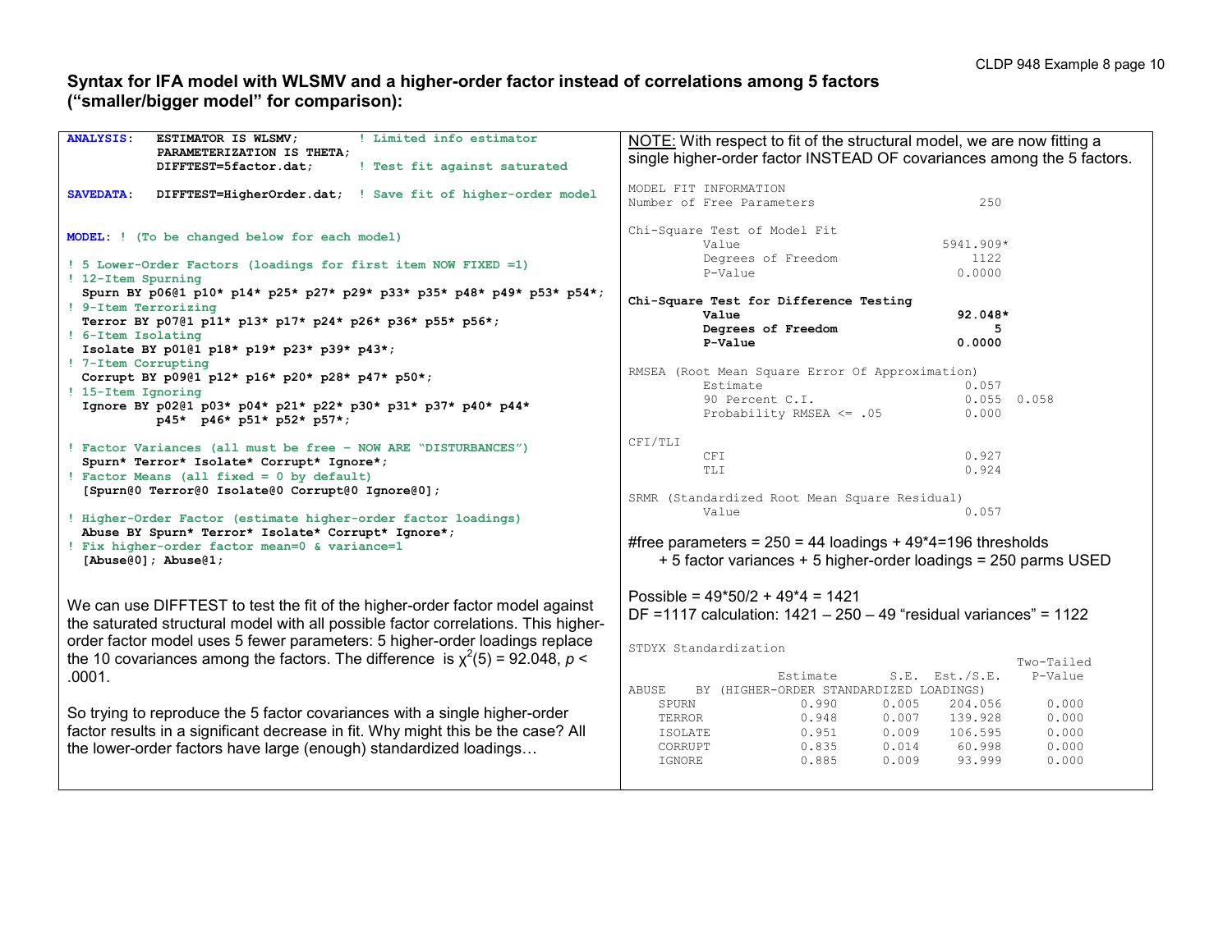**Syntax for IFA model with WLSMV and a higher-order factor instead of correlations among 5 factors ("smaller/bigger model" for comparison):**

```
ANALYSIS:   ESTIMATOR IS WLSMV;        ! Limited info estimator
            PARAMETERIZATION IS THETA;
            DIFFTEST=5factor.dat;      ! Test fit against saturated

SAVEDATA:   DIFFTEST=HigherOrder.dat;  ! Save fit of higher-order model


MODEL: ! (To be changed below for each model)

! 5 Lower-Order Factors (loadings for first item NOW FIXED =1)
! 12-Item Spurning
  Spurn BY p06@1 p10* p14* p25* p27* p29* p33* p35* p48* p49* p53* p54*;
! 9-Item Terrorizing
  Terror BY p07@1 p11* p13* p17* p24* p26* p36* p55* p56*;
! 6-Item Isolating
  Isolate BY p01@1 p18* p19* p23* p39* p43*;
! 7-Item Corrupting
  Corrupt BY p09@1 p12* p16* p20* p28* p47* p50*;
! 15-Item Ignoring
  Ignore BY p02@1 p03* p04* p21* p22* p30* p31* p37* p40* p44*
            p45*  p46* p51* p52* p57*;

! Factor Variances (all must be free - NOW ARE "DISTURBANCES")
  Spurn* Terror* Isolate* Corrupt* Ignore*;
! Factor Means (all fixed = 0 by default)
  [Spurn@0 Terror@0 Isolate@0 Corrupt@0 Ignore@0];

! Higher-Order Factor (estimate higher-order factor loadings)
  Abuse BY Spurn* Terror* Isolate* Corrupt* Ignore*;
! Fix higher-order factor mean=0 & variance=1
  [Abuse@0]; Abuse@1;
```

We can use DIFFTEST to test the fit of the higher-order factor model against the saturated structural model with all possible factor correlations. This higher-order factor model uses 5 fewer parameters: 5 higher-order loadings replace the 10 covariances among the factors. The difference is $\chi^2(5) = 92.048$, $p < .0001$.

So trying to reproduce the 5 factor covariances with a single higher-order factor results in a significant decrease in fit. Why might this be the case? All the lower-order factors have large (enough) standardized loadings…

NOTE: With respect to fit of the structural model, we are now fitting a single higher-order factor INSTEAD OF covariances among the 5 factors.

```
MODEL FIT INFORMATION
Number of Free Parameters                     250

Chi-Square Test of Model Fit
          Value                          5941.909*
          Degrees of Freedom                 1122
          P-Value                          0.0000

Chi-Square Test for Difference Testing
          Value                            92.048*
          Degrees of Freedom                    5
          P-Value                          0.0000

RMSEA (Root Mean Square Error Of Approximation)
          Estimate                          0.057
          90 Percent C.I.                   0.055  0.058
          Probability RMSEA <= .05          0.000

CFI/TLI
          CFI                               0.927
          TLI                               0.924

SRMR (Standardized Root Mean Square Residual)
          Value                             0.057
```

#free parameters = 250 = 44 loadings + 49*4=196 thresholds + 5 factor variances + 5 higher-order loadings = 250 parms USED

Possible = 49*50/2 + 49*4 = 1421
DF =1117 calculation: 1421 – 250 – 49 "residual variances" = 1122

```
STDYX Standardization
                                                    Two-Tailed
                    Estimate       S.E.  Est./S.E.    P-Value
ABUSE    BY (HIGHER-ORDER STANDARDIZED LOADINGS)
    SPURN              0.990      0.005    204.056      0.000
    TERROR             0.948      0.007    139.928      0.000
    ISOLATE            0.951      0.009    106.595      0.000
    CORRUPT            0.835      0.014     60.998      0.000
    IGNORE             0.885      0.009     93.999      0.000
```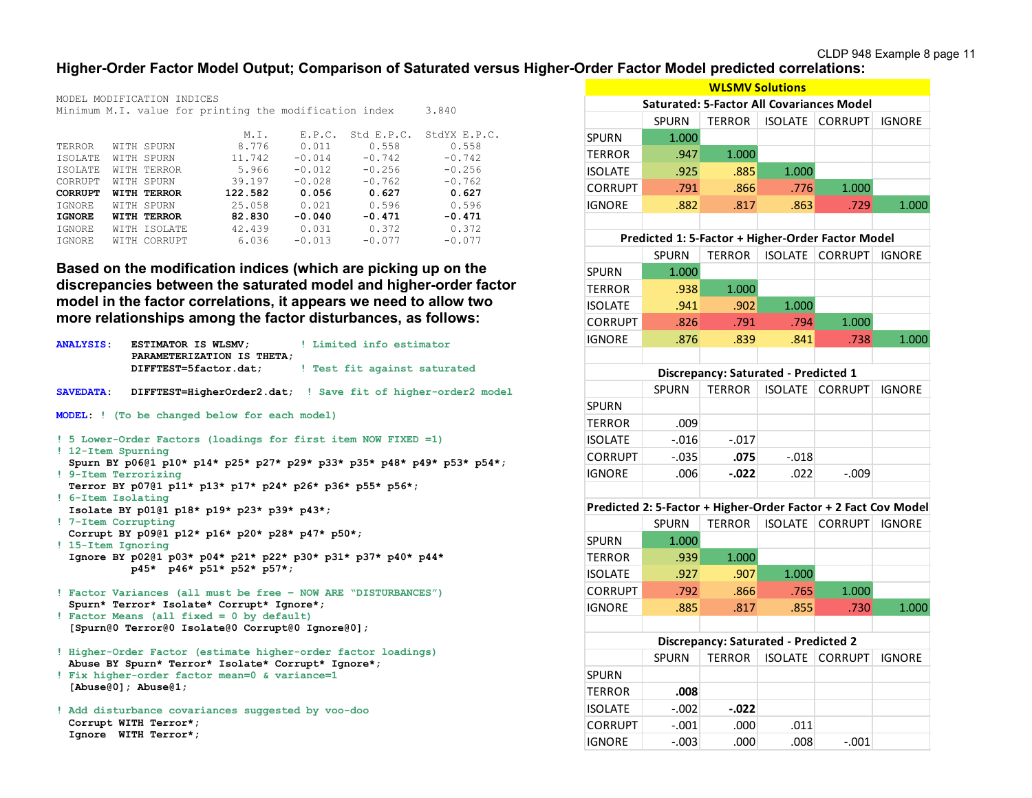## Higher-Order Factor Model Output; Comparison of Saturated versus Higher-Order Factor Model predicted correlations:

```
MODEL MODIFICATION INDICES
Minimum M.I. value for printing the modification index     3.840

                            M.I.     E.P.C.  Std E.P.C.  StdYX E.P.C.
TERROR   WITH SPURN        8.776      0.011       0.558         0.558
ISOLATE  WITH SPURN       11.742     -0.014      -0.742        -0.742
ISOLATE  WITH TERROR       5.966     -0.012      -0.256        -0.256
CORRUPT  WITH SPURN       39.197     -0.028      -0.762        -0.762
CORRUPT  WITH TERROR     122.582      0.056       0.627         0.627
IGNORE   WITH SPURN       25.058      0.021       0.596         0.596
IGNORE   WITH TERROR      82.830     -0.040      -0.471        -0.471
IGNORE   WITH ISOLATE     42.439      0.031       0.372         0.372
IGNORE   WITH CORRUPT      6.036     -0.013      -0.077        -0.077
```

**Based on the modification indices (which are picking up on the discrepancies between the saturated model and higher-order factor model in the factor correlations, it appears we need to allow two more relationships among the factor disturbances, as follows:**

```
ANALYSIS:   ESTIMATOR IS WLSMV;        ! Limited info estimator
            PARAMETERIZATION IS THETA;
            DIFFTEST=5factor.dat;      ! Test fit against saturated

SAVEDATA:   DIFFTEST=HigherOrder2.dat;  ! Save fit of higher-order2 model

MODEL: ! (To be changed below for each model)

! 5 Lower-Order Factors (loadings for first item NOW FIXED =1)
! 12-Item Spurning
  Spurn BY p06@1 p10* p14* p25* p27* p29* p33* p35* p48* p49* p53* p54*;
! 9-Item Terrorizing
  Terror BY p07@1 p11* p13* p17* p24* p26* p36* p55* p56*;
! 6-Item Isolating
  Isolate BY p01@1 p18* p19* p23* p39* p43*;
! 7-Item Corrupting
  Corrupt BY p09@1 p12* p16* p20* p28* p47* p50*;
! 15-Item Ignoring
  Ignore BY p02@1 p03* p04* p21* p22* p30* p31* p37* p40* p44*
            p45*  p46* p51* p52* p57*;

! Factor Variances (all must be free - NOW ARE "DISTURBANCES")
  Spurn* Terror* Isolate* Corrupt* Ignore*;
! Factor Means (all fixed = 0 by default)
  [Spurn@0 Terror@0 Isolate@0 Corrupt@0 Ignore@0];

! Higher-Order Factor (estimate higher-order factor loadings)
  Abuse BY Spurn* Terror* Isolate* Corrupt* Ignore*;
! Fix higher-order factor mean=0 & variance=1
  [Abuse@0]; Abuse@1;

! Add disturbance covariances suggested by voo-doo
  Corrupt WITH Terror*;
  Ignore  WITH Terror*;
```

**WLSMV Solutions**

**Saturated: 5-Factor All Covariances Model**

| | SPURN | TERROR | ISOLATE | CORRUPT | IGNORE |
|---|---|---|---|---|---|
| SPURN | 1.000 | | | | |
| TERROR | .947 | 1.000 | | | |
| ISOLATE | .925 | .885 | 1.000 | | |
| CORRUPT | .791 | .866 | .776 | 1.000 | |
| IGNORE | .882 | .817 | .863 | .729 | 1.000 |

**Predicted 1: 5-Factor + Higher-Order Factor Model**

| | SPURN | TERROR | ISOLATE | CORRUPT | IGNORE |
|---|---|---|---|---|---|
| SPURN | 1.000 | | | | |
| TERROR | .938 | 1.000 | | | |
| ISOLATE | .941 | .902 | 1.000 | | |
| CORRUPT | .826 | .791 | .794 | 1.000 | |
| IGNORE | .876 | .839 | .841 | .738 | 1.000 |

**Discrepancy: Saturated - Predicted 1**

| | SPURN | TERROR | ISOLATE | CORRUPT | IGNORE |
|---|---|---|---|---|---|
| SPURN | | | | | |
| TERROR | .009 | | | | |
| ISOLATE | -.016 | -.017 | | | |
| CORRUPT | -.035 | **.075** | -.018 | | |
| IGNORE | .006 | **-.022** | .022 | -.009 | |

**Predicted 2: 5-Factor + Higher-Order Factor + 2 Fact Cov Model**

| | SPURN | TERROR | ISOLATE | CORRUPT | IGNORE |
|---|---|---|---|---|---|
| SPURN | 1.000 | | | | |
| TERROR | .939 | 1.000 | | | |
| ISOLATE | .927 | .907 | 1.000 | | |
| CORRUPT | .792 | .866 | .765 | 1.000 | |
| IGNORE | .885 | .817 | .855 | .730 | 1.000 |

**Discrepancy: Saturated - Predicted 2**

| | SPURN | TERROR | ISOLATE | CORRUPT | IGNORE |
|---|---|---|---|---|---|
| SPURN | | | | | |
| TERROR | **.008** | | | | |
| ISOLATE | -.002 | **-.022** | | | |
| CORRUPT | -.001 | .000 | .011 | | |
| IGNORE | -.003 | .000 | .008 | -.001 | |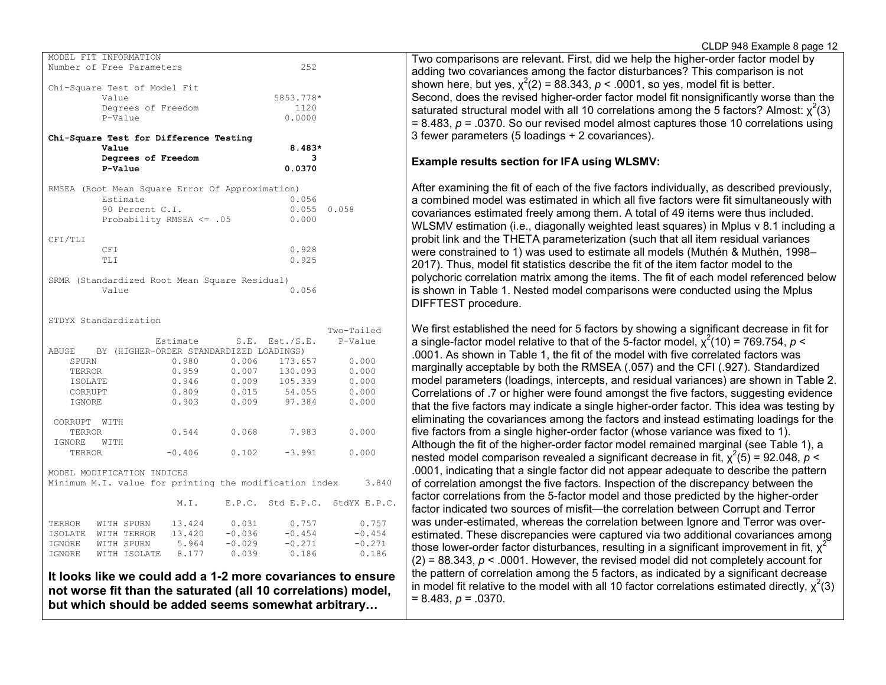```
MODEL FIT INFORMATION
Number of Free Parameters                        252

Chi-Square Test of Model Fit
          Value                            5853.778*
          Degrees of Freedom                   1120
          P-Value                            0.0000

Chi-Square Test for Difference Testing
          Value                               8.483*
          Degrees of Freedom                      3
          P-Value                            0.0370

RMSEA (Root Mean Square Error Of Approximation)
          Estimate                            0.056
          90 Percent C.I.                     0.055  0.058
          Probability RMSEA <= .05            0.000

CFI/TLI
          CFI                                 0.928
          TLI                                 0.925

SRMR (Standardized Root Mean Square Residual)
          Value                               0.056


STDYX Standardization
                                                      Two-Tailed
                    Estimate       S.E.  Est./S.E.    P-Value
ABUSE    BY (HIGHER-ORDER STANDARDIZED LOADINGS)
    SPURN              0.980      0.006    173.657      0.000
    TERROR             0.959      0.007    130.093      0.000
    ISOLATE            0.946      0.009    105.339      0.000
    CORRUPT            0.809      0.015     54.055      0.000
    IGNORE             0.903      0.009     97.384      0.000

 CORRUPT  WITH
    TERROR             0.544      0.068      7.983      0.000
 IGNORE   WITH
    TERROR            -0.406      0.102     -3.991      0.000

MODEL MODIFICATION INDICES
Minimum M.I. value for printing the modification index     3.840

                       M.I.     E.P.C.  Std E.P.C.  StdYX E.P.C.

TERROR   WITH SPURN    13.424     0.031      0.757        0.757
ISOLATE  WITH TERROR   13.420    -0.036     -0.454       -0.454
IGNORE   WITH SPURN     5.964    -0.029     -0.271       -0.271
IGNORE   WITH ISOLATE   8.177     0.039      0.186        0.186
```

**It looks like we could add a 1-2 more covariances to ensure not worse fit than the saturated (all 10 correlations) model, but which should be added seems somewhat arbitrary…**

Two comparisons are relevant. First, did we help the higher-order factor model by adding two covariances among the factor disturbances? This comparison is not shown here, but yes, $\chi^2(2) = 88.343$, $p < .0001$, so yes, model fit is better. Second, does the revised higher-order factor model fit nonsignificantly worse than the saturated structural model with all 10 correlations among the 5 factors? Almost: $\chi^2(3) = 8.483$, $p = .0370$. So our revised model almost captures those 10 correlations using 3 fewer parameters (5 loadings + 2 covariances).

**Example results section for IFA using WLSMV:**

After examining the fit of each of the five factors individually, as described previously, a combined model was estimated in which all five factors were fit simultaneously with covariances estimated freely among them. A total of 49 items were thus included. WLSMV estimation (i.e., diagonally weighted least squares) in Mplus v 8.1 including a probit link and the THETA parameterization (such that all item residual variances were constrained to 1) was used to estimate all models (Muthén & Muthén, 1998–2017). Thus, model fit statistics describe the fit of the item factor model to the polychoric correlation matrix among the items. The fit of each model referenced below is shown in Table 1. Nested model comparisons were conducted using the Mplus DIFFTEST procedure.

We first established the need for 5 factors by showing a significant decrease in fit for a single-factor model relative to that of the 5-factor model, $\chi^2(10) = 769.754$, $p < .0001$. As shown in Table 1, the fit of the model with five correlated factors was marginally acceptable by both the RMSEA (.057) and the CFI (.927). Standardized model parameters (loadings, intercepts, and residual variances) are shown in Table 2. Correlations of .7 or higher were found amongst the five factors, suggesting evidence that the five factors may indicate a single higher-order factor. This idea was testing by eliminating the covariances among the factors and instead estimating loadings for the five factors from a single higher-order factor (whose variance was fixed to 1). Although the fit of the higher-order factor model remained marginal (see Table 1), a nested model comparison revealed a significant decrease in fit, $\chi^2(5) = 92.048$, $p < .0001$, indicating that a single factor did not appear adequate to describe the pattern of correlation amongst the five factors. Inspection of the discrepancy between the factor correlations from the 5-factor model and those predicted by the higher-order factor indicated two sources of misfit—the correlation between Corrupt and Terror was under-estimated, whereas the correlation between Ignore and Terror was over-estimated. These discrepancies were captured via two additional covariances among those lower-order factor disturbances, resulting in a significant improvement in fit, $\chi^2(2) = 88.343$, $p < .0001$. However, the revised model did not completely account for the pattern of correlation among the 5 factors, as indicated by a significant decrease in model fit relative to the model with all 10 factor correlations estimated directly, $\chi^2(3) = 8.483$, $p = .0370$.